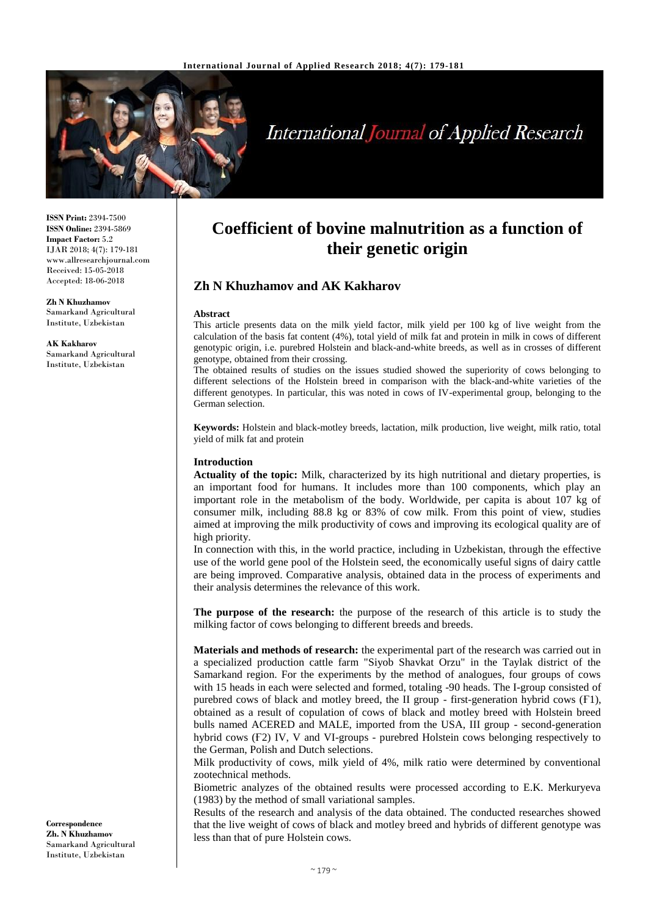# Coefficient of bovine malnutrition as a function of their genetic origin

## Zh N Khuzhamov and AK Kakharov

**ISSN Print:** 2394-7500
**ISSN Online:** 2394-5869
**Impact Factor:** 5.2
IJAR 2018; 4(7): 179-181
www.allresearchjournal.com
Received: 15-05-2018
Accepted: 18-06-2018

**Zh N Khuzhamov**
Samarkand Agricultural Institute, Uzbekistan

**AK Kakharov**
Samarkand Agricultural Institute, Uzbekistan

**Correspondence**
**Zh. N Khuzhamov**
Samarkand Agricultural Institute, Uzbekistan

### Abstract

This article presents data on the milk yield factor, milk yield per 100 kg of live weight from the calculation of the basis fat content (4%), total yield of milk fat and protein in milk in cows of different genotypic origin, i.e. purebred Holstein and black-and-white breeds, as well as in crosses of different genotype, obtained from their crossing.

The obtained results of studies on the issues studied showed the superiority of cows belonging to different selections of the Holstein breed in comparison with the black-and-white varieties of the different genotypes. In particular, this was noted in cows of IV-experimental group, belonging to the German selection.

**Keywords:** Holstein and black-motley breeds, lactation, milk production, live weight, milk ratio, total yield of milk fat and protein

### Introduction

**Actuality of the topic:** Milk, characterized by its high nutritional and dietary properties, is an important food for humans. It includes more than 100 components, which play an important role in the metabolism of the body. Worldwide, per capita is about 107 kg of consumer milk, including 88.8 kg or 83% of cow milk. From this point of view, studies aimed at improving the milk productivity of cows and improving its ecological quality are of high priority.

In connection with this, in the world practice, including in Uzbekistan, through the effective use of the world gene pool of the Holstein seed, the economically useful signs of dairy cattle are being improved. Comparative analysis, obtained data in the process of experiments and their analysis determines the relevance of this work.

**The purpose of the research:** the purpose of the research of this article is to study the milking factor of cows belonging to different breeds and breeds.

**Materials and methods of research:** the experimental part of the research was carried out in a specialized production cattle farm "Siyob Shavkat Orzu" in the Taylak district of the Samarkand region. For the experiments by the method of analogues, four groups of cows with 15 heads in each were selected and formed, totaling -90 heads. The I-group consisted of purebred cows of black and motley breed, the II group - first-generation hybrid cows (F1), obtained as a result of copulation of cows of black and motley breed with Holstein breed bulls named ACERED and MALE, imported from the USA, III group - second-generation hybrid cows (F2) IV, V and VI-groups - purebred Holstein cows belonging respectively to the German, Polish and Dutch selections.

Milk productivity of cows, milk yield of 4%, milk ratio were determined by conventional zootechnical methods.

Biometric analyzes of the obtained results were processed according to E.K. Merkuryeva (1983) by the method of small variational samples.

Results of the research and analysis of the data obtained. The conducted researches showed that the live weight of cows of black and motley breed and hybrids of different genotype was less than that of pure Holstein cows.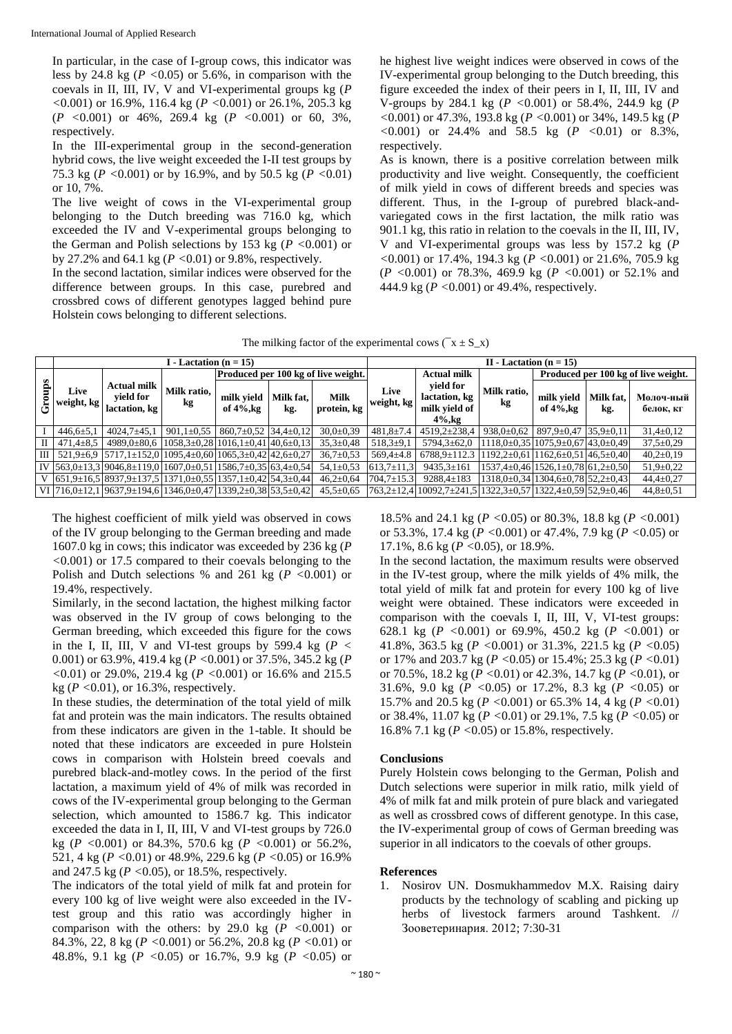In particular, in the case of I-group cows, this indicator was less by 24.8 kg ($P$ <0.05) or 5.6%, in comparison with the coevals in II, III, IV, V and VI-experimental groups kg ($P$ <0.001) or 16.9%, 116.4 kg ($P$ <0.001) or 26.1%, 205.3 kg ($P$ <0.001) or 46%, 269.4 kg ($P$ <0.001) or 60, 3%, respectively.

In the III-experimental group in the second-generation hybrid cows, the live weight exceeded the I-II test groups by 75.3 kg ($P$ <0.001) or by 16.9%, and by 50.5 kg ($P$ <0.01) or 10, 7%.

The live weight of cows in the VI-experimental group belonging to the Dutch breeding was 716.0 kg, which exceeded the IV and V-experimental groups belonging to the German and Polish selections by 153 kg ($P$ <0.001) or by 27.2% and 64.1 kg ($P$ <0.01) or 9.8%, respectively.

In the second lactation, similar indices were observed for the difference between groups. In this case, purebred and crossbred cows of different genotypes lagged behind pure Holstein cows belonging to different selections.

he highest live weight indices were observed in cows of the IV-experimental group belonging to the Dutch breeding, this figure exceeded the index of their peers in I, II, III, IV and V-groups by 284.1 kg ($P$ <0.001) or 58.4%, 244.9 kg ($P$ <0.001) or 47.3%, 193.8 kg ($P$ <0.001) or 34%, 149.5 kg ($P$ <0.001) or 24.4% and 58.5 kg ($P$ <0.01) or 8.3%, respectively.

As is known, there is a positive correlation between milk productivity and live weight. Consequently, the coefficient of milk yield in cows of different breeds and species was different. Thus, in the I-group of purebred black-and-variegated cows in the first lactation, the milk ratio was 901.1 kg, this ratio in relation to the coevals in the II, III, IV, V and VI-experimental groups was less by 157.2 kg ($P$ <0.001) or 17.4%, 194.3 kg ($P$ <0.001) or 21.6%, 705.9 kg ($P$ <0.001) or 78.3%, 469.9 kg ($P$ <0.001) or 52.1% and 444.9 kg ($P$ <0.001) or 49.4%, respectively.

The milking factor of the experimental cows ($\bar{x} \pm S_x$)

| Groups | I - Lactation (n = 15) | | | | | | II - Lactation (n = 15) | | | | | |
|---|---|---|---|---|---|---|---|---|---|---|---|---|
| | Live weight, kg | Actual milk yield for lactation, kg | Milk ratio, kg | Produced per 100 kg of live weight. | | | Live weight, kg | Actual milk yield for lactation, kg milk yield of 4%,kg | Milk ratio, kg | Produced per 100 kg of live weight. | | |
| | | | | milk yield of 4%,kg | Milk fat, kg. | Milk protein, kg | | | | milk yield of 4%,kg | Milk fat, kg. | Молоч-ный белок, кг |
| I | 446,6±5,1 | 4024,7±45,1 | 901,1±0,55 | 860,7±0,52 | 34,4±0,12 | 30,0±0,39 | 481,8±7.4 | 4519,2±238,4 | 938,0±0,62 | 897,9±0,47 | 35,9±0,11 | 31,4±0,12 |
| II | 471,4±8,5 | 4989,0±80,6 | 1058,3±0,28 | 1016,1±0,41 | 40,6±0,13 | 35,3±0,48 | 518,3±9,1 | 5794,3±62,0 | 1118,0±0,35 | 1075,9±0,67 | 43,0±0,49 | 37,5±0,29 |
| III | 521,9±6,9 | 5717,1±152,0 | 1095,4±0,60 | 1065,3±0,42 | 42,6±0,27 | 36,7±0,53 | 569,4±4.8 | 6788,9±112.3 | 1192,2±0,61 | 1162,6±0,51 | 46,5±0,40 | 40,2±0,19 |
| IV | 563,0±13,3 | 9046,8±119,0 | 1607,0±0,51 | 1586,7±0,35 | 63,4±0,54 | 54,1±0,53 | 613,7±11,3 | 9435,3±161 | 1537,4±0,46 | 1526,1±0,78 | 61,2±0,50 | 51,9±0,22 |
| V | 651,9±16,5 | 8937,9±137,5 | 1371,0±0,55 | 1357,1±0,42 | 54,3±0,44 | 46,2±0,64 | 704,7±15.3 | 9288,4±183 | 1318,0±0,34 | 1304,6±0,78 | 52,2±0,43 | 44,4±0,27 |
| VI | 716,0±12,1 | 9637,9±194,6 | 1346,0±0,47 | 1339,2±0,38 | 53,5±0,42 | 45,5±0,65 | 763,2±12,4 | 10092,7±241,5 | 1322,3±0,57 | 1322,4±0,59 | 52,9±0,46 | 44,8±0,51 |

The highest coefficient of milk yield was observed in cows of the IV group belonging to the German breeding and made 1607.0 kg in cows; this indicator was exceeded by 236 kg ($P$ <0.001) or 17.5 compared to their coevals belonging to the Polish and Dutch selections % and 261 kg ($P$ <0.001) or 19.4%, respectively.

Similarly, in the second lactation, the highest milking factor was observed in the IV group of cows belonging to the German breeding, which exceeded this figure for the cows in the I, II, III, V and VI-test groups by 599.4 kg ($P$ < 0.001) or 63.9%, 419.4 kg ($P$ <0.001) or 37.5%, 345.2 kg ($P$ <0.01) or 29.0%, 219.4 kg ($P$ <0.001) or 16.6% and 215.5 kg ($P$ <0.01), or 16.3%, respectively.

In these studies, the determination of the total yield of milk fat and protein was the main indicators. The results obtained from these indicators are given in the 1-table. It should be noted that these indicators are exceeded in pure Holstein cows in comparison with Holstein breed coevals and purebred black-and-motley cows. In the period of the first lactation, a maximum yield of 4% of milk was recorded in cows of the IV-experimental group belonging to the German selection, which amounted to 1586.7 kg. This indicator exceeded the data in I, II, III, V and VI-test groups by 726.0 kg ($P$ <0.001) or 84.3%, 570.6 kg ($P$ <0.001) or 56.2%, 521, 4 kg ($P$ <0.01) or 48.9%, 229.6 kg ($P$ <0.05) or 16.9% and 247.5 kg ($P$ <0.05), or 18.5%, respectively.

The indicators of the total yield of milk fat and protein for every 100 kg of live weight were also exceeded in the IV-test group and this ratio was accordingly higher in comparison with the others: by 29.0 kg ($P$ <0.001) or 84.3%, 22, 8 kg ($P$ <0.001) or 56.2%, 20.8 kg ($P$ <0.01) or 48.8%, 9.1 kg ($P$ <0.05) or 16.7%, 9.9 kg ($P$ <0.05) or 18.5% and 24.1 kg ($P$ <0.05) or 80.3%, 18.8 kg ($P$ <0.001) or 53.3%, 17.4 kg ($P$ <0.001) or 47.4%, 7.9 kg ($P$ <0.05) or 17.1%, 8.6 kg ($P$ <0.05), or 18.9%.

In the second lactation, the maximum results were observed in the IV-test group, where the milk yields of 4% milk, the total yield of milk fat and protein for every 100 kg of live weight were obtained. These indicators were exceeded in comparison with the coevals I, II, III, V, VI-test groups: 628.1 kg ($P$ <0.001) or 69.9%, 450.2 kg ($P$ <0.001) or 41.8%, 363.5 kg ($P$ <0.001) or 31.3%, 221.5 kg ($P$ <0.05) or 17% and 203.7 kg ($P$ <0.05) or 15.4%; 25.3 kg ($P$ <0.01) or 70.5%, 18.2 kg ($P$ <0.01) or 42.3%, 14.7 kg ($P$ <0.01), or 31.6%, 9.0 kg ($P$ <0.05) or 17.2%, 8.3 kg ($P$ <0.05) or 15.7% and 20.5 kg ($P$ <0.001) or 65.3% 14, 4 kg ($P$ <0.01) or 38.4%, 11.07 kg ($P$ <0.01) or 29.1%, 7.5 kg ($P$ <0.05) or 16.8% 7.1 kg ($P$ <0.05) or 15.8%, respectively.

## Conclusions

Purely Holstein cows belonging to the German, Polish and Dutch selections were superior in milk ratio, milk yield of 4% of milk fat and milk protein of pure black and variegated as well as crossbred cows of different genotype. In this case, the IV-experimental group of cows of German breeding was superior in all indicators to the coevals of other groups.

## References

1. Nosirov UN. Dosmukhammedov M.X. Raising dairy products by the technology of scabling and picking up herbs of livestock farmers around Tashkent. // Зооветеринария. 2012; 7:30-31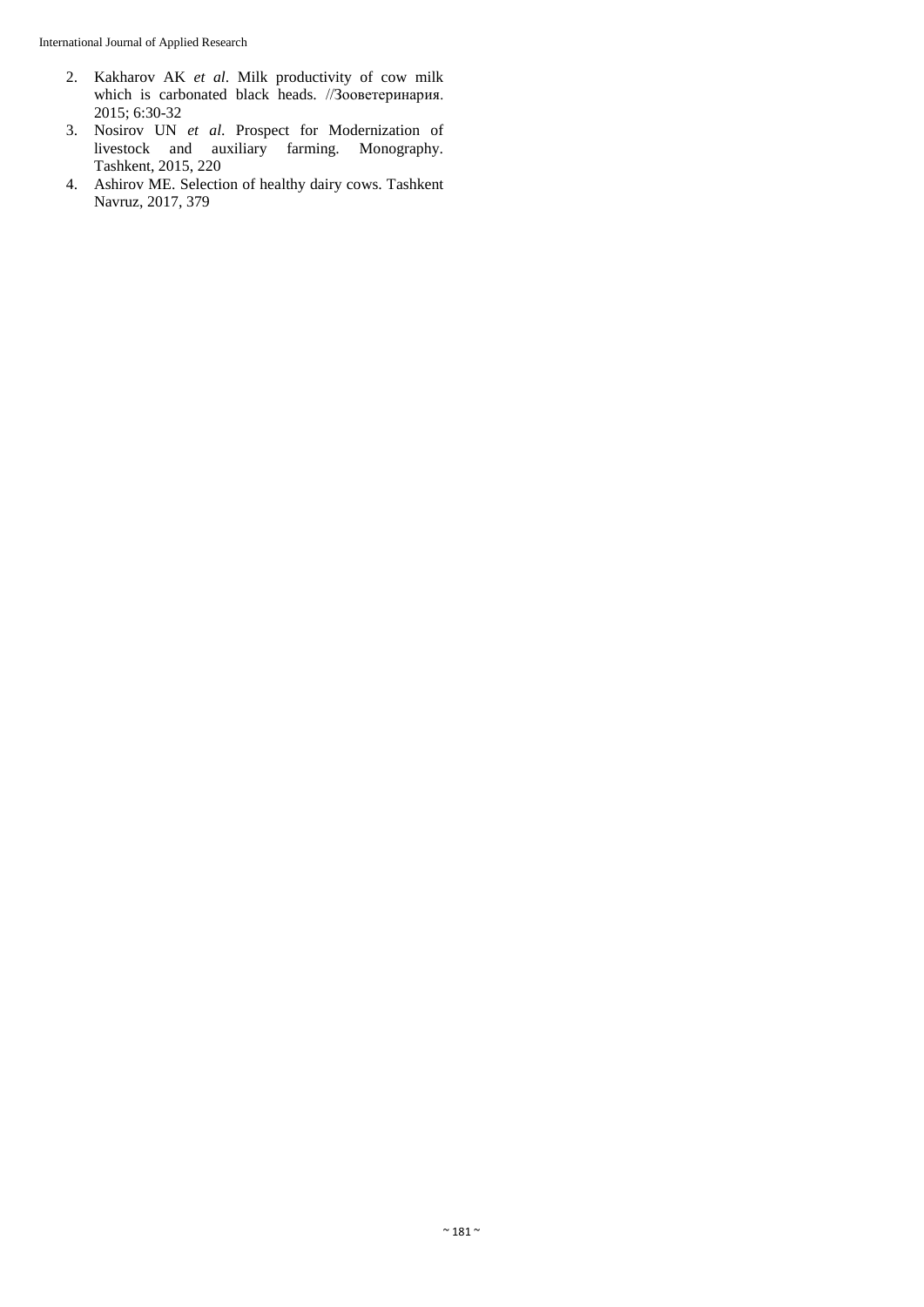2. Kakharov AK *et al*. Milk productivity of cow milk which is carbonated black heads. //Зооветеринария. 2015; 6:30-32
3. Nosirov UN *et al*. Prospect for Modernization of livestock and auxiliary farming. Monography. Tashkent, 2015, 220
4. Ashirov ME. Selection of healthy dairy cows. Tashkent Navruz, 2017, 379